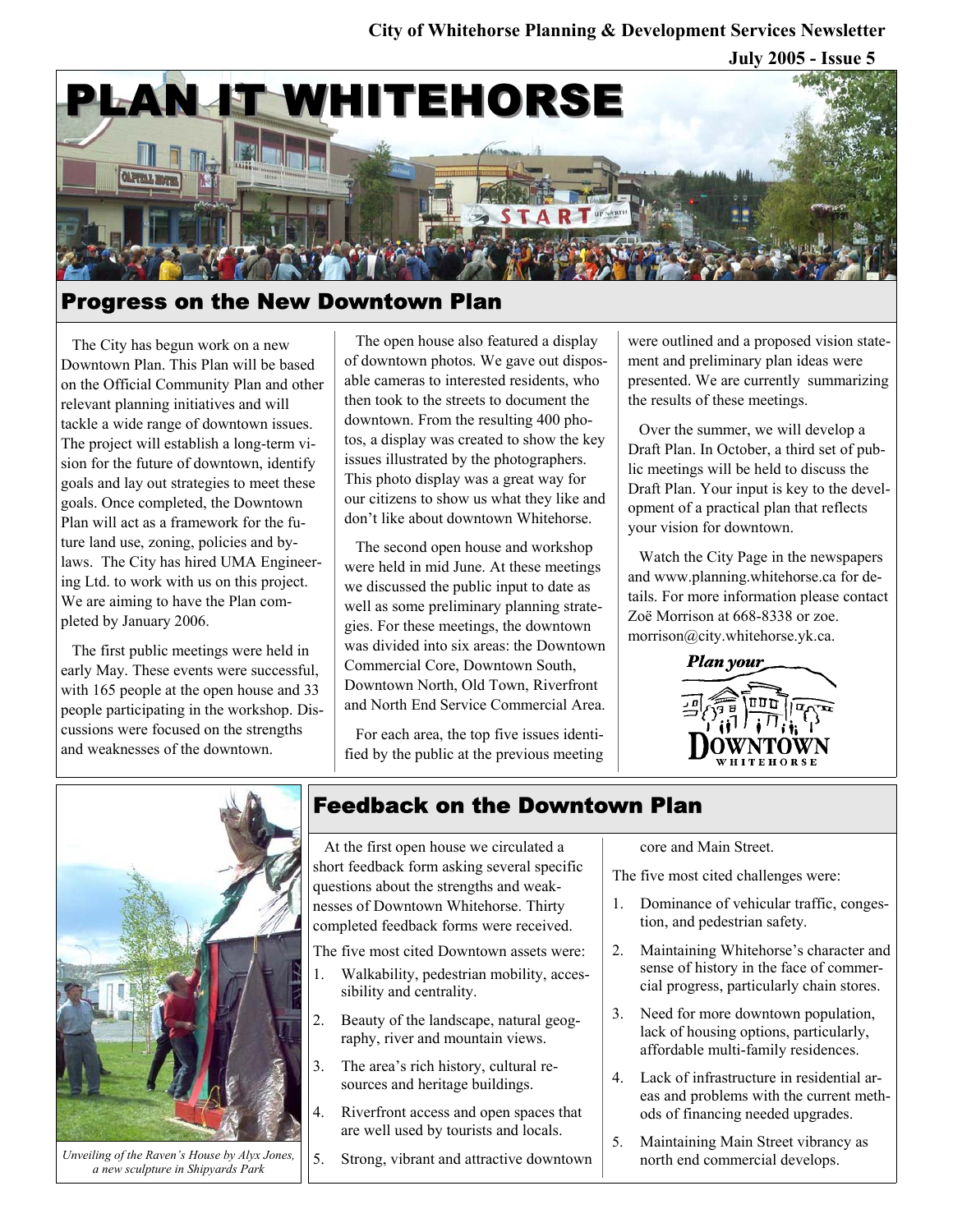City of Whitehorse Planning & Development Services Newsletter

July 2005 - Issue 5

# PLAN IT WHITEHORSE

## Progress on the New Downtown Plan

The City has begun work on a new Downtown Plan. This Plan will be based on the Official Community Plan and other relevant planning initiatives and will tackle a wide range of downtown issues. The project will establish a long-term vision for the future of downtown, identify goals and lay out strategies to meet these goals. Once completed, the Downtown Plan will act as a framework for the future land use, zoning, policies and bylaws. The City has hired UMA Engineering Ltd. to work with us on this project. We are aiming to have the Plan completed by January 2006.

The first public meetings were held in early May. These events were successful, with 165 people at the open house and 33 people participating in the workshop. Discussions were focused on the strengths and weaknesses of the downtown.

The open house also featured a display of downtown photos. We gave out disposable cameras to interested residents, who then took to the streets to document the downtown. From the resulting 400 photos, a display was created to show the key issues illustrated by the photographers. This photo display was a great way for our citizens to show us what they like and don't like about downtown Whitehorse.

The second open house and workshop were held in mid June. At these meetings we discussed the public input to date as well as some preliminary planning strategies. For these meetings, the downtown was divided into six areas: the Downtown Commercial Core, Downtown South, Downtown North, Old Town, Riverfront and North End Service Commercial Area.

For each area, the top five issues identified by the public at the previous meeting were outlined and a proposed vision statement and preliminary plan ideas were presented. We are currently summarizing the results of these meetings.

Over the summer, we will develop a Draft Plan. In October, a third set of public meetings will be held to discuss the Draft Plan. Your input is key to the development of a practical plan that reflects your vision for downtown.

Watch the City Page in the newspapers and www.planning.whitehorse.ca for details. For more information please contact Zoë Morrison at 668-8338 or zoe.morrison@city.whitehorse.yk.ca.

Plan your DOWNTOWN WHITEHORSE

## Feedback on the Downtown Plan

At the first open house we circulated a short feedback form asking several specific questions about the strengths and weaknesses of Downtown Whitehorse. Thirty completed feedback forms were received.

The five most cited Downtown assets were:

1. Walkability, pedestrian mobility, accessibility and centrality.
2. Beauty of the landscape, natural geography, river and mountain views.
3. The area's rich history, cultural resources and heritage buildings.
4. Riverfront access and open spaces that are well used by tourists and locals.
5. Strong, vibrant and attractive downtown core and Main Street.

The five most cited challenges were:

1. Dominance of vehicular traffic, congestion, and pedestrian safety.
2. Maintaining Whitehorse's character and sense of history in the face of commercial progress, particularly chain stores.
3. Need for more downtown population, lack of housing options, particularly, affordable multi-family residences.
4. Lack of infrastructure in residential areas and problems with the current methods of financing needed upgrades.
5. Maintaining Main Street vibrancy as north end commercial develops.

*Unveiling of the Raven's House by Alyx Jones, a new sculpture in Shipyards Park*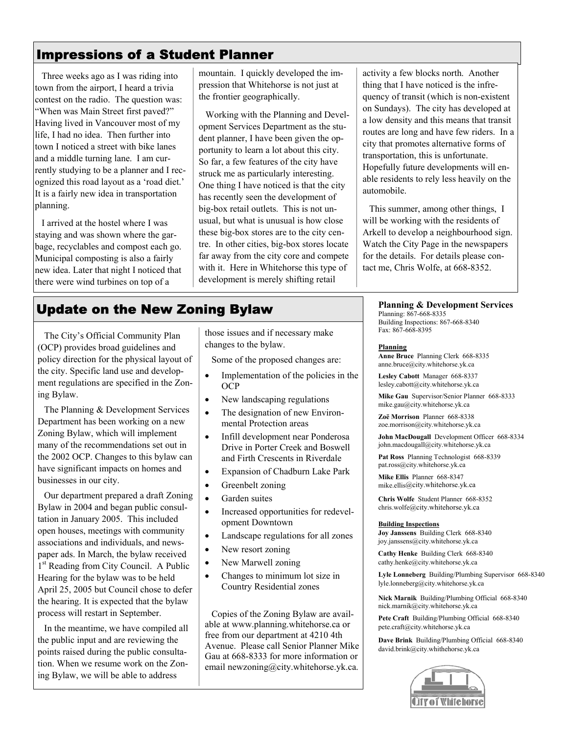## Impressions of a Student Planner

Three weeks ago as I was riding into town from the airport, I heard a trivia contest on the radio. The question was: "When was Main Street first paved?" Having lived in Vancouver most of my life, I had no idea. Then further into town I noticed a street with bike lanes and a middle turning lane. I am currently studying to be a planner and I recognized this road layout as a 'road diet.' It is a fairly new idea in transportation planning.

I arrived at the hostel where I was staying and was shown where the garbage, recyclables and compost each go. Municipal composting is also a fairly new idea. Later that night I noticed that there were wind turbines on top of a mountain. I quickly developed the impression that Whitehorse is not just at the frontier geographically.

Working with the Planning and Development Services Department as the student planner, I have been given the opportunity to learn a lot about this city. So far, a few features of the city have struck me as particularly interesting. One thing I have noticed is that the city has recently seen the development of big-box retail outlets. This is not unusual, but what is unusual is how close these big-box stores are to the city centre. In other cities, big-box stores locate far away from the city core and compete with it. Here in Whitehorse this type of development is merely shifting retail activity a few blocks north. Another thing that I have noticed is the infrequency of transit (which is non-existent on Sundays). The city has developed at a low density and this means that transit routes are long and have few riders. In a city that promotes alternative forms of transportation, this is unfortunate. Hopefully future developments will enable residents to rely less heavily on the automobile.

This summer, among other things, I will be working with the residents of Arkell to develop a neighbourhood sign. Watch the City Page in the newspapers for the details. For details please contact me, Chris Wolfe, at 668-8352.

## Update on the New Zoning Bylaw

The City's Official Community Plan (OCP) provides broad guidelines and policy direction for the physical layout of the city. Specific land use and development regulations are specified in the Zoning Bylaw.

The Planning & Development Services Department has been working on a new Zoning Bylaw, which will implement many of the recommendations set out in the 2002 OCP. Changes to this bylaw can have significant impacts on homes and businesses in our city.

Our department prepared a draft Zoning Bylaw in 2004 and began public consultation in January 2005. This included open houses, meetings with community associations and individuals, and newspaper ads. In March, the bylaw received 1st Reading from City Council. A Public Hearing for the bylaw was to be held April 25, 2005 but Council chose to defer the hearing. It is expected that the bylaw process will restart in September.

In the meantime, we have compiled all the public input and are reviewing the points raised during the public consultation. When we resume work on the Zoning Bylaw, we will be able to address those issues and if necessary make changes to the bylaw.

Some of the proposed changes are:

- Implementation of the policies in the OCP
- New landscaping regulations
- The designation of new Environmental Protection areas
- Infill development near Ponderosa Drive in Porter Creek and Boswell and Firth Crescents in Riverdale
- Expansion of Chadburn Lake Park
- Greenbelt zoning
- Garden suites
- Increased opportunities for redevelopment Downtown
- Landscape regulations for all zones
- New resort zoning
- New Marwell zoning
- Changes to minimum lot size in Country Residential zones

Copies of the Zoning Bylaw are available at www.planning.whitehorse.ca or free from our department at 4210 4th Avenue. Please call Senior Planner Mike Gau at 668-8333 for more information or email newzoning@city.whitehorse.yk.ca.

### Planning & Development Services

Planning: 867-668-8335
Building Inspections: 867-668-8340
Fax: 867-668-8395

**Planning**

**Anne Bruce** Planning Clerk 668-8335
anne.bruce@city.whitehorse.yk.ca

**Lesley Cabott** Manager 668-8337
lesley.cabott@city.whitehorse.yk.ca

**Mike Gau** Supervisor/Senior Planner 668-8333
mike.gau@city.whitehorse.yk.ca

**Zoë Morrison** Planner 668-8338
zoe.morrison@city.whitehorse.yk.ca

**John MacDougall** Development Officer 668-8334
john.macdougall@city.whitehorse.yk.ca

**Pat Ross** Planning Technologist 668-8339
pat.ross@city.whitehorse.yk.ca

**Mike Ellis** Planner 668-8347
mike.ellis@city.whitehorse.yk.ca

**Chris Wolfe** Student Planner 668-8352
chris.wolfe@city.whitehorse.yk.ca

**Building Inspections**

**Joy Janssens** Building Clerk 668-8340
joy.janssens@city.whitehorse.yk.ca

**Cathy Henke** Building Clerk 668-8340
cathy.henke@city.whitehorse.yk.ca

**Lyle Lonneberg** Building/Plumbing Supervisor 668-8340
lyle.lonneberg@city.whitehorse.yk.ca

**Nick Marnik** Building/Plumbing Official 668-8340
nick.marnik@city.whitehorse.yk.ca

**Pete Craft** Building/Plumbing Official 668-8340
pete.craft@city.whitehorse.yk.ca

**Dave Brink** Building/Plumbing Official 668-8340
david.brink@city.whithehorse.yk.ca

City of Whitehorse